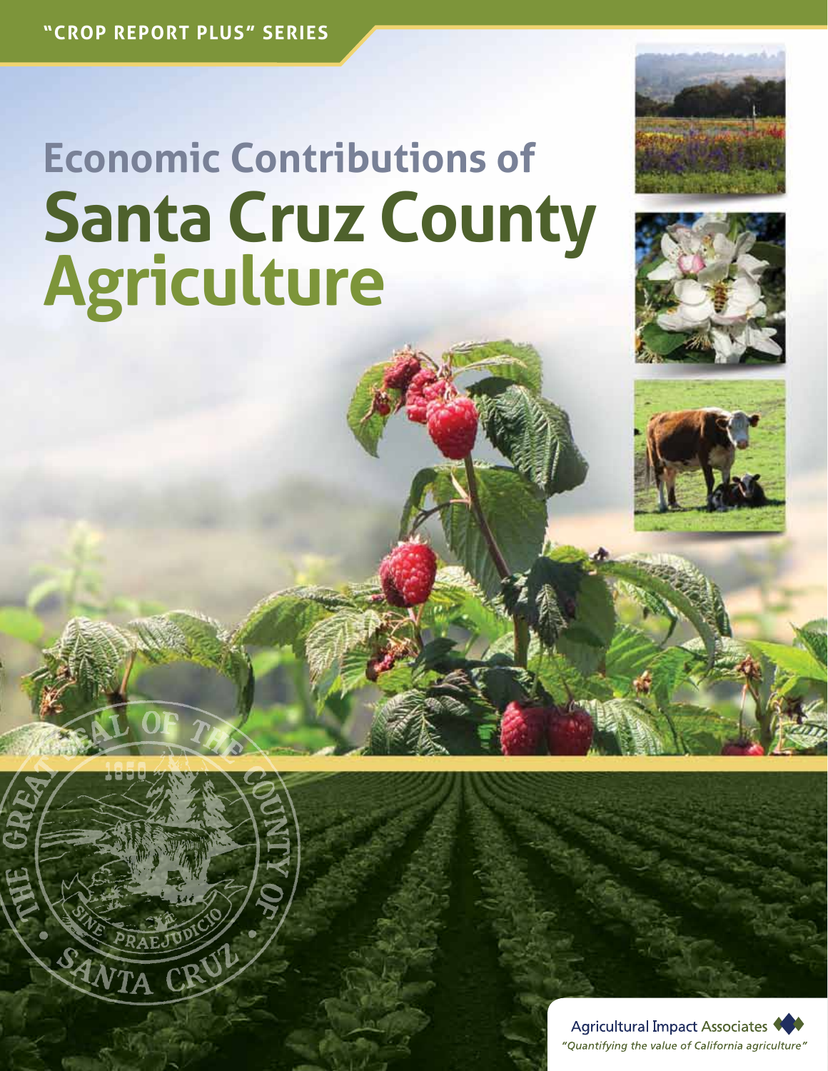"CROP REPORT PLUS" SERIES

# Economic Contributions of Santa Cruz County Agriculture

Agricultural Impact Associates

*"Quantifying the value of California agriculture"*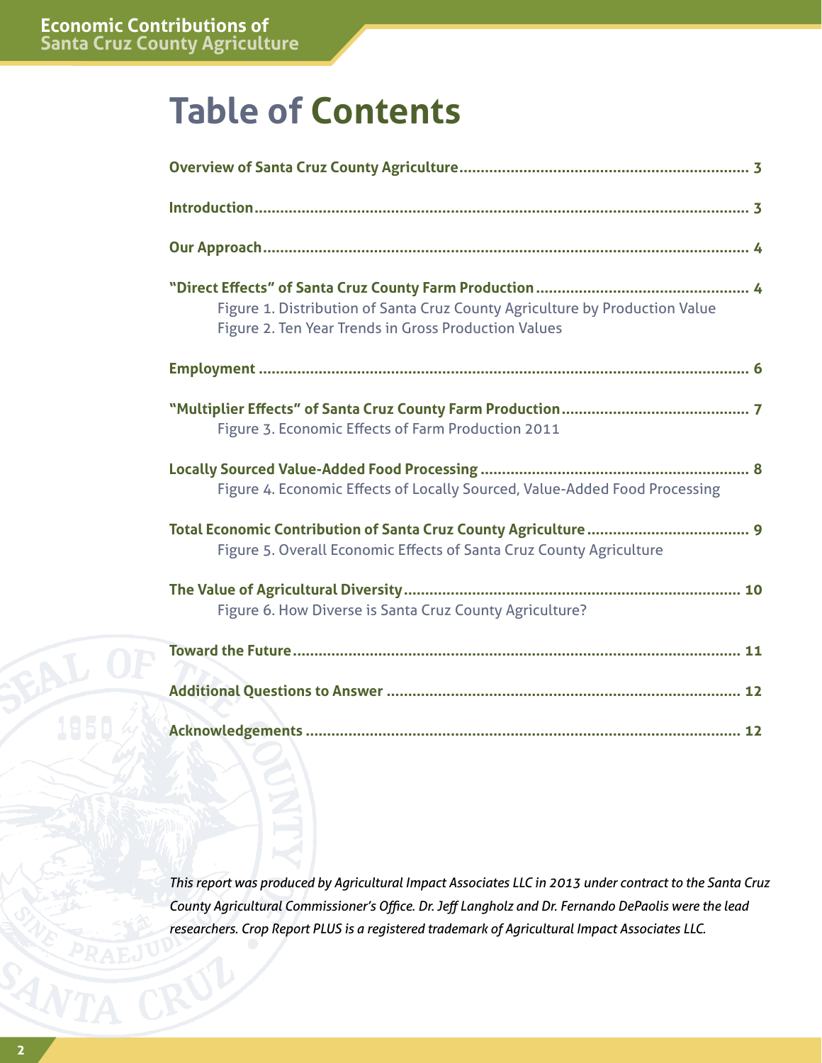# Table of Contents

**Overview of Santa Cruz County Agriculture** .......... 3

**Introduction** .......... 3

**Our Approach** .......... 4

**"Direct Effects" of Santa Cruz County Farm Production** .......... 4
- Figure 1. Distribution of Santa Cruz County Agriculture by Production Value
- Figure 2. Ten Year Trends in Gross Production Values

**Employment** .......... 6

**"Multiplier Effects" of Santa Cruz County Farm Production** .......... 7
- Figure 3. Economic Effects of Farm Production 2011

**Locally Sourced Value-Added Food Processing** .......... 8
- Figure 4. Economic Effects of Locally Sourced, Value-Added Food Processing

**Total Economic Contribution of Santa Cruz County Agriculture** .......... 9
- Figure 5. Overall Economic Effects of Santa Cruz County Agriculture

**The Value of Agricultural Diversity** .......... 10
- Figure 6. How Diverse is Santa Cruz County Agriculture?

**Toward the Future** .......... 11

**Additional Questions to Answer** .......... 12

**Acknowledgements** .......... 12

*This report was produced by Agricultural Impact Associates LLC in 2013 under contract to the Santa Cruz County Agricultural Commissioner's Office. Dr. Jeff Langholz and Dr. Fernando DePaolis were the lead researchers. Crop Report PLUS is a registered trademark of Agricultural Impact Associates LLC.*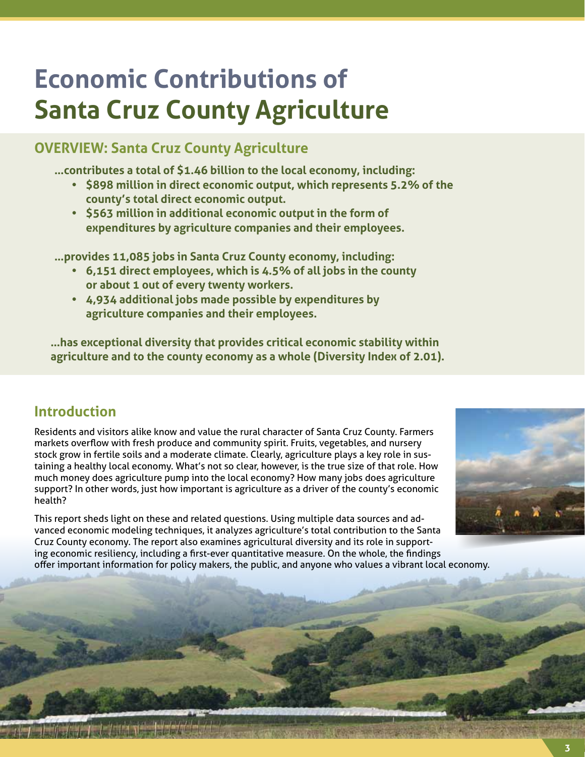# Economic Contributions of Santa Cruz County Agriculture

## OVERVIEW: Santa Cruz County Agriculture

**...contributes a total of $1.46 billion to the local economy, including:**

- **$898 million in direct economic output, which represents 5.2% of the county's total direct economic output.**
- **$563 million in additional economic output in the form of expenditures by agriculture companies and their employees.**

**...provides 11,085 jobs in Santa Cruz County economy, including:**

- **6,151 direct employees, which is 4.5% of all jobs in the county or about 1 out of every twenty workers.**
- **4,934 additional jobs made possible by expenditures by agriculture companies and their employees.**

**...has exceptional diversity that provides critical economic stability within agriculture and to the county economy as a whole (Diversity Index of 2.01).**

## Introduction

Residents and visitors alike know and value the rural character of Santa Cruz County. Farmers markets overflow with fresh produce and community spirit. Fruits, vegetables, and nursery stock grow in fertile soils and a moderate climate. Clearly, agriculture plays a key role in sustaining a healthy local economy. What's not so clear, however, is the true size of that role. How much money does agriculture pump into the local economy? How many jobs does agriculture support? In other words, just how important is agriculture as a driver of the county's economic health?

This report sheds light on these and related questions. Using multiple data sources and advanced economic modeling techniques, it analyzes agriculture's total contribution to the Santa Cruz County economy. The report also examines agricultural diversity and its role in supporting economic resiliency, including a first-ever quantitative measure. On the whole, the findings offer important information for policy makers, the public, and anyone who values a vibrant local economy.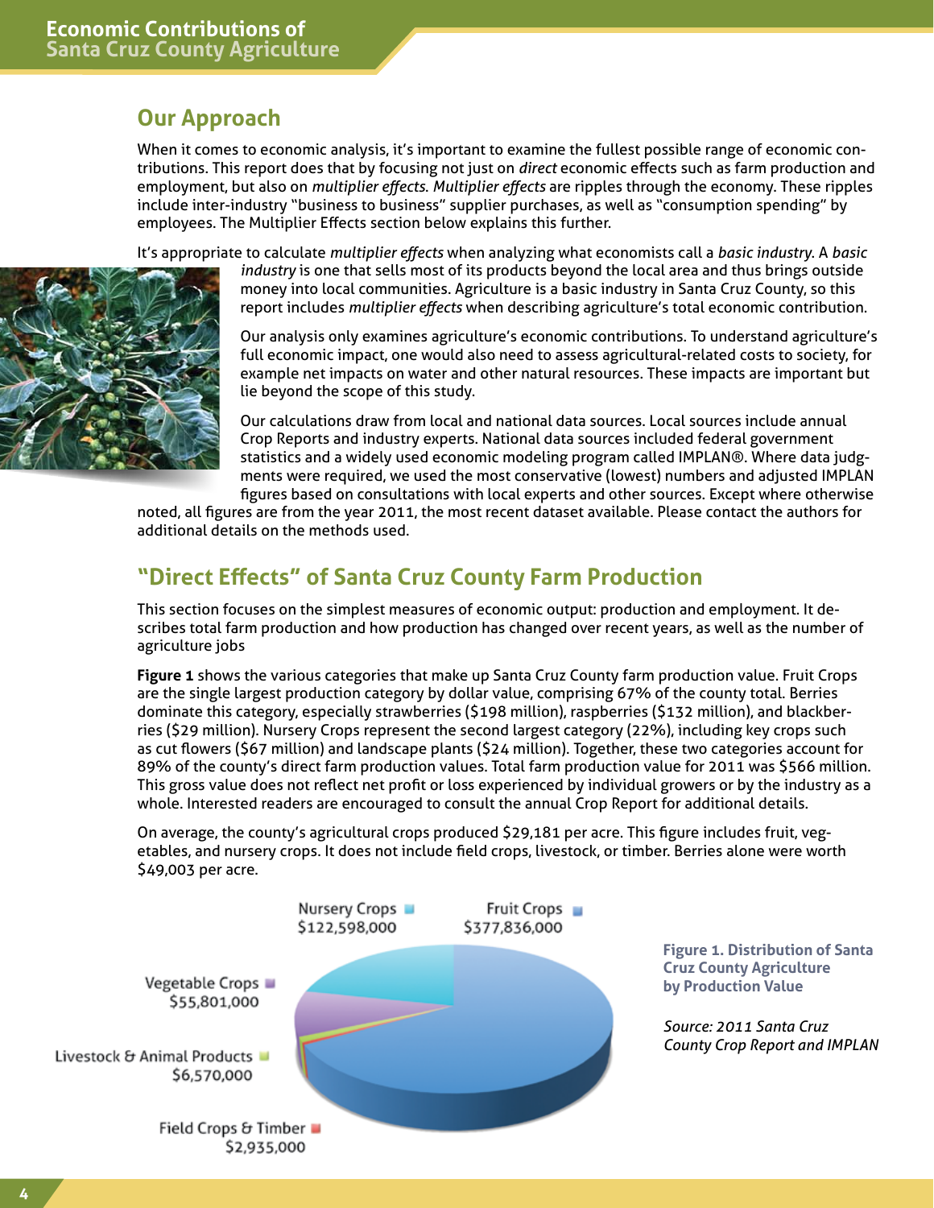## Our Approach

When it comes to economic analysis, it's important to examine the fullest possible range of economic contributions. This report does that by focusing not just on *direct* economic effects such as farm production and employment, but also on *multiplier effects. Multiplier effects* are ripples through the economy. These ripples include inter-industry "business to business" supplier purchases, as well as "consumption spending" by employees. The Multiplier Effects section below explains this further.

It's appropriate to calculate *multiplier effects* when analyzing what economists call a *basic industry*. A *basic industry* is one that sells most of its products beyond the local area and thus brings outside money into local communities. Agriculture is a basic industry in Santa Cruz County, so this report includes *multiplier effects* when describing agriculture's total economic contribution.

Our analysis only examines agriculture's economic contributions. To understand agriculture's full economic impact, one would also need to assess agricultural-related costs to society, for example net impacts on water and other natural resources. These impacts are important but lie beyond the scope of this study.

Our calculations draw from local and national data sources. Local sources include annual Crop Reports and industry experts. National data sources included federal government statistics and a widely used economic modeling program called IMPLAN®. Where data judgments were required, we used the most conservative (lowest) numbers and adjusted IMPLAN figures based on consultations with local experts and other sources. Except where otherwise noted, all figures are from the year 2011, the most recent dataset available. Please contact the authors for additional details on the methods used.

## "Direct Effects" of Santa Cruz County Farm Production

This section focuses on the simplest measures of economic output: production and employment. It describes total farm production and how production has changed over recent years, as well as the number of agriculture jobs

**Figure 1** shows the various categories that make up Santa Cruz County farm production value. Fruit Crops are the single largest production category by dollar value, comprising 67% of the county total. Berries dominate this category, especially strawberries ($198 million), raspberries ($132 million), and blackberries ($29 million). Nursery Crops represent the second largest category (22%), including key crops such as cut flowers ($67 million) and landscape plants ($24 million). Together, these two categories account for 89% of the county's direct farm production values. Total farm production value for 2011 was $566 million. This gross value does not reflect net profit or loss experienced by individual growers or by the industry as a whole. Interested readers are encouraged to consult the annual Crop Report for additional details.

On average, the county's agricultural crops produced $29,181 per acre. This figure includes fruit, vegetables, and nursery crops. It does not include field crops, livestock, or timber. Berries alone were worth $49,003 per acre.

| Category | Production Value |
|---|---|
| Fruit Crops | $377,836,000 |
| Nursery Crops | $122,598,000 |
| Vegetable Crops | $55,801,000 |
| Livestock & Animal Products | $6,570,000 |
| Field Crops & Timber | $2,935,000 |

**Figure 1. Distribution of Santa Cruz County Agriculture by Production Value**

*Source: 2011 Santa Cruz County Crop Report and IMPLAN*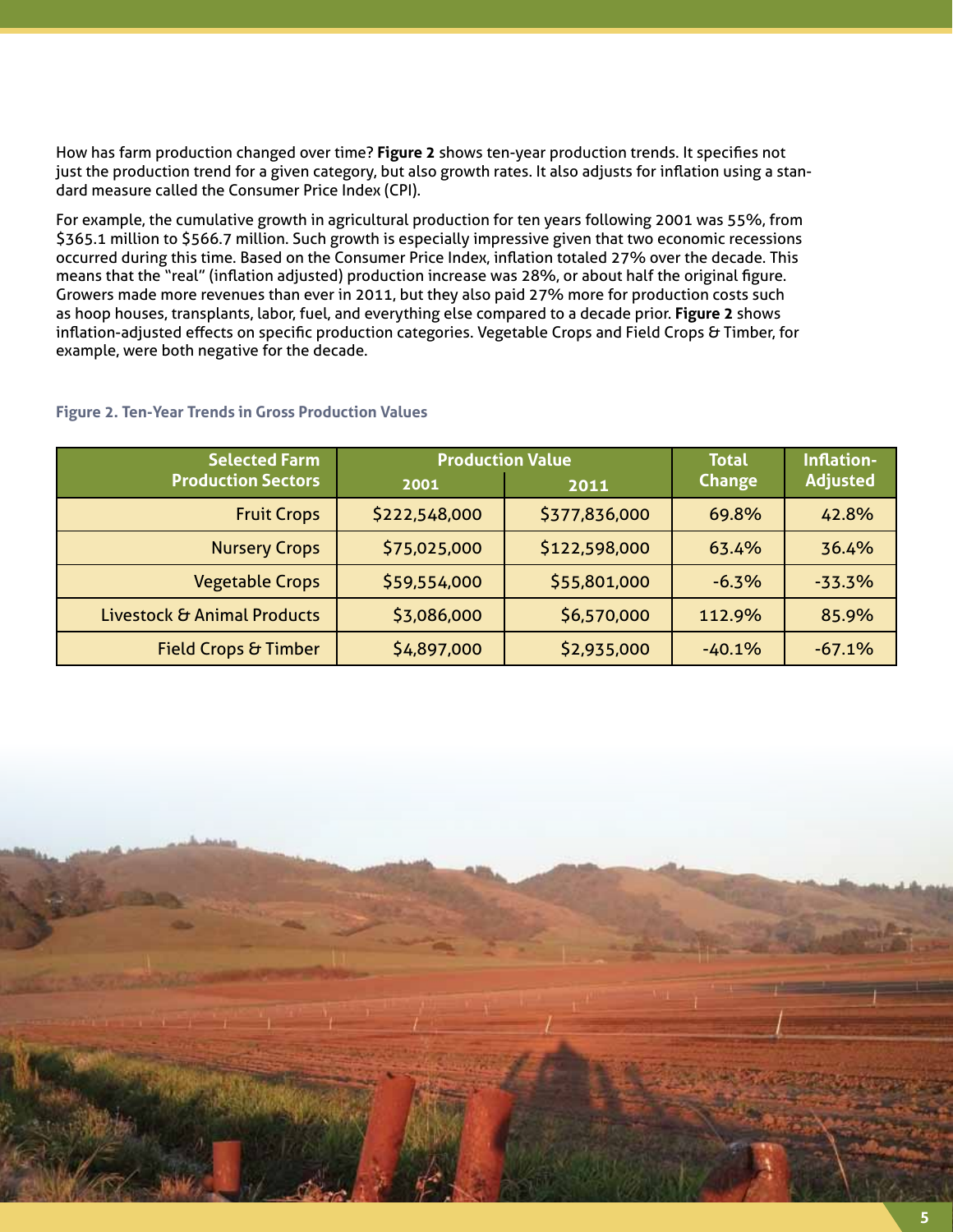How has farm production changed over time? **Figure 2** shows ten-year production trends. It specifies not just the production trend for a given category, but also growth rates. It also adjusts for inflation using a standard measure called the Consumer Price Index (CPI).

For example, the cumulative growth in agricultural production for ten years following 2001 was 55%, from $365.1 million to $566.7 million. Such growth is especially impressive given that two economic recessions occurred during this time. Based on the Consumer Price Index, inflation totaled 27% over the decade. This means that the "real" (inflation adjusted) production increase was 28%, or about half the original figure. Growers made more revenues than ever in 2011, but they also paid 27% more for production costs such as hoop houses, transplants, labor, fuel, and everything else compared to a decade prior. **Figure 2** shows inflation-adjusted effects on specific production categories. Vegetable Crops and Field Crops & Timber, for example, were both negative for the decade.

**Figure 2. Ten-Year Trends in Gross Production Values**

| Selected Farm Production Sectors | Production Value | | Total Change | Inflation-Adjusted |
|---|---|---|---|---|
| | 2001 | 2011 | | |
| Fruit Crops | $222,548,000 | $377,836,000 | 69.8% | 42.8% |
| Nursery Crops | $75,025,000 | $122,598,000 | 63.4% | 36.4% |
| Vegetable Crops | $59,554,000 | $55,801,000 | -6.3% | -33.3% |
| Livestock & Animal Products | $3,086,000 | $6,570,000 | 112.9% | 85.9% |
| Field Crops & Timber | $4,897,000 | $2,935,000 | -40.1% | -67.1% |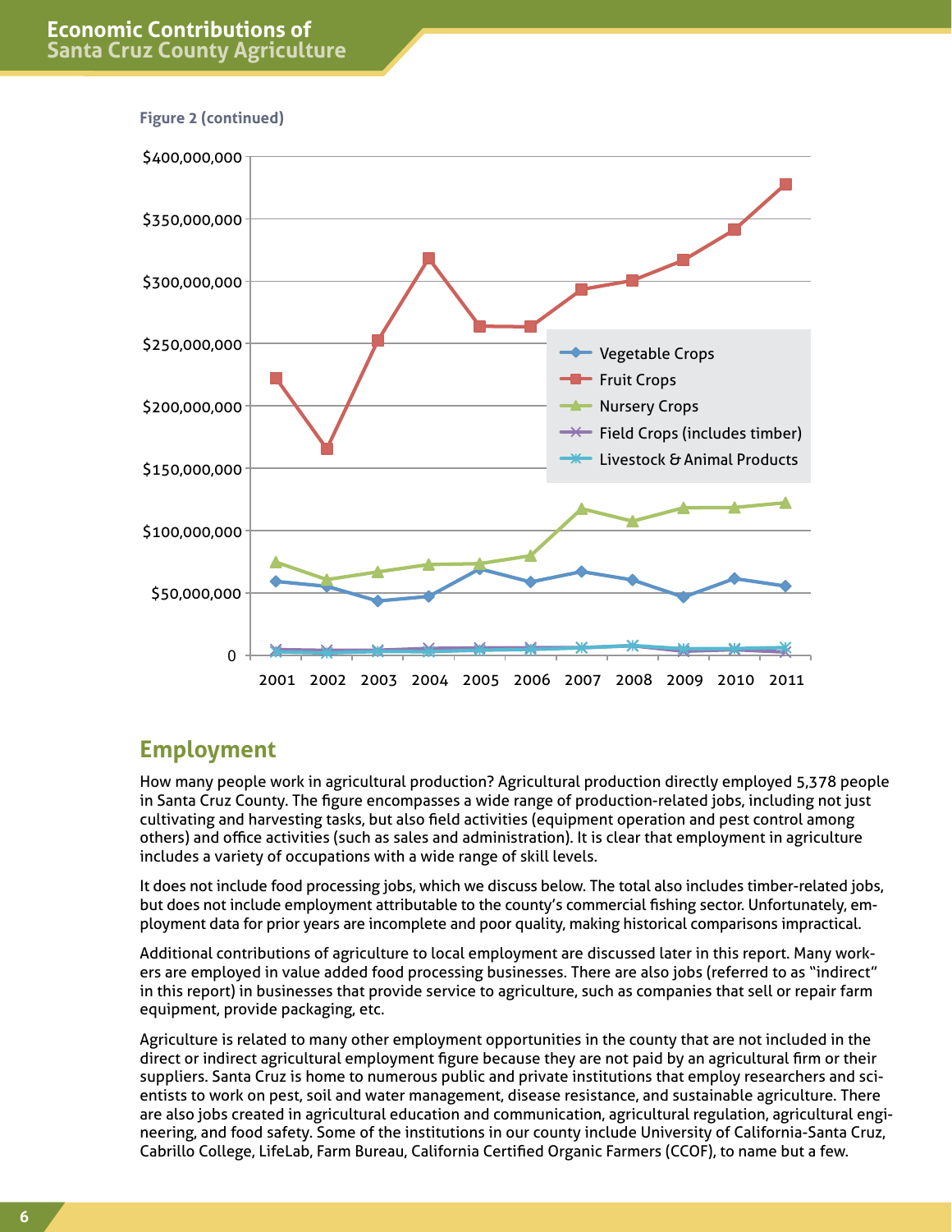Figure 2 (continued)

## Employment

How many people work in agricultural production? Agricultural production directly employed 5,378 people in Santa Cruz County. The figure encompasses a wide range of production-related jobs, including not just cultivating and harvesting tasks, but also field activities (equipment operation and pest control among others) and office activities (such as sales and administration). It is clear that employment in agriculture includes a variety of occupations with a wide range of skill levels.

It does not include food processing jobs, which we discuss below. The total also includes timber-related jobs, but does not include employment attributable to the county's commercial fishing sector. Unfortunately, employment data for prior years are incomplete and poor quality, making historical comparisons impractical.

Additional contributions of agriculture to local employment are discussed later in this report. Many workers are employed in value added food processing businesses. There are also jobs (referred to as "indirect" in this report) in businesses that provide service to agriculture, such as companies that sell or repair farm equipment, provide packaging, etc.

Agriculture is related to many other employment opportunities in the county that are not included in the direct or indirect agricultural employment figure because they are not paid by an agricultural firm or their suppliers. Santa Cruz is home to numerous public and private institutions that employ researchers and scientists to work on pest, soil and water management, disease resistance, and sustainable agriculture. There are also jobs created in agricultural education and communication, agricultural regulation, agricultural engineering, and food safety. Some of the institutions in our county include University of California-Santa Cruz, Cabrillo College, LifeLab, Farm Bureau, California Certified Organic Farmers (CCOF), to name but a few.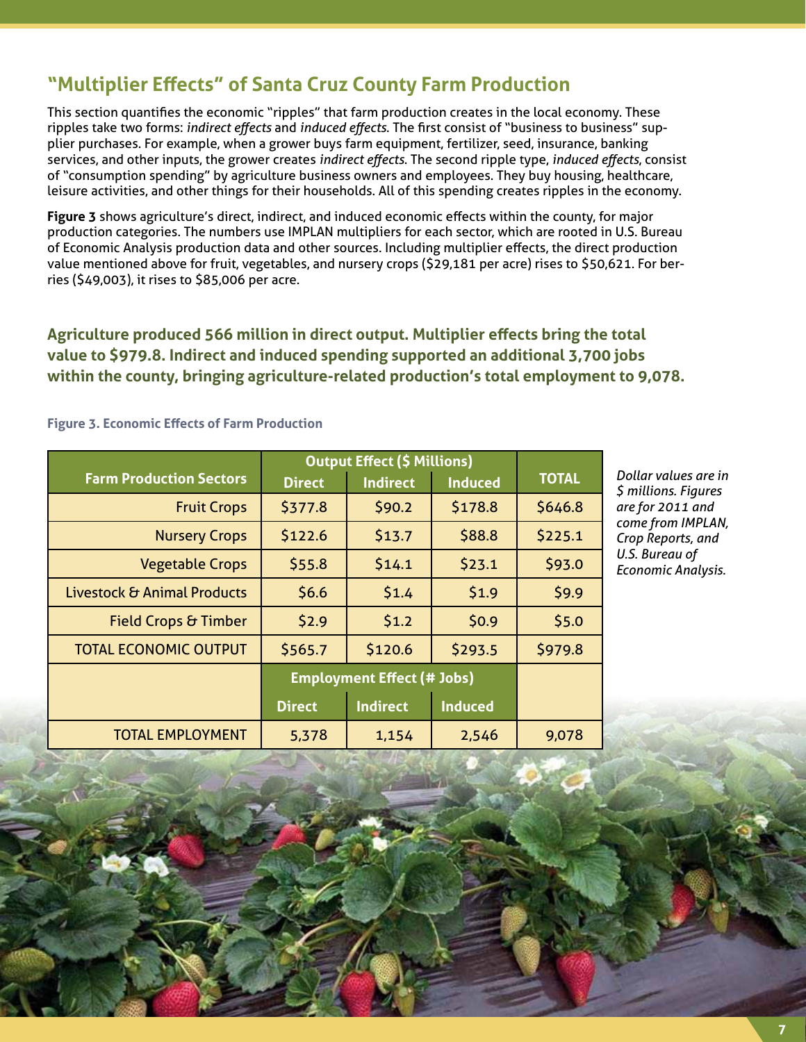## "Multiplier Effects" of Santa Cruz County Farm Production

This section quantifies the economic "ripples" that farm production creates in the local economy. These ripples take two forms: *indirect effects* and *induced effects*. The first consist of "business to business" supplier purchases. For example, when a grower buys farm equipment, fertilizer, seed, insurance, banking services, and other inputs, the grower creates *indirect effects*. The second ripple type, *induced effects*, consist of "consumption spending" by agriculture business owners and employees. They buy housing, healthcare, leisure activities, and other things for their households. All of this spending creates ripples in the economy.

**Figure 3** shows agriculture's direct, indirect, and induced economic effects within the county, for major production categories. The numbers use IMPLAN multipliers for each sector, which are rooted in U.S. Bureau of Economic Analysis production data and other sources. Including multiplier effects, the direct production value mentioned above for fruit, vegetables, and nursery crops ($29,181 per acre) rises to $50,621. For berries ($49,003), it rises to $85,006 per acre.

**Agriculture produced 566 million in direct output. Multiplier effects bring the total value to $979.8. Indirect and induced spending supported an additional 3,700 jobs within the county, bringing agriculture-related production's total employment to 9,078.**

**Figure 3. Economic Effects of Farm Production**

| Farm Production Sectors | Output Effect ($ Millions) | | | TOTAL |
|---|---|---|---|---|
| | Direct | Indirect | Induced | |
| Fruit Crops | $377.8 | $90.2 | $178.8 | $646.8 |
| Nursery Crops | $122.6 | $13.7 | $88.8 | $225.1 |
| Vegetable Crops | $55.8 | $14.1 | $23.1 | $93.0 |
| Livestock & Animal Products | $6.6 | $1.4 | $1.9 | $9.9 |
| Field Crops & Timber | $2.9 | $1.2 | $0.9 | $5.0 |
| TOTAL ECONOMIC OUTPUT | $565.7 | $120.6 | $293.5 | $979.8 |
| | Employment Effect (# Jobs) | | | |
| | Direct | Indirect | Induced | |
| TOTAL EMPLOYMENT | 5,378 | 1,154 | 2,546 | 9,078 |

*Dollar values are in $ millions. Figures are for 2011 and come from IMPLAN, Crop Reports, and U.S. Bureau of Economic Analysis.*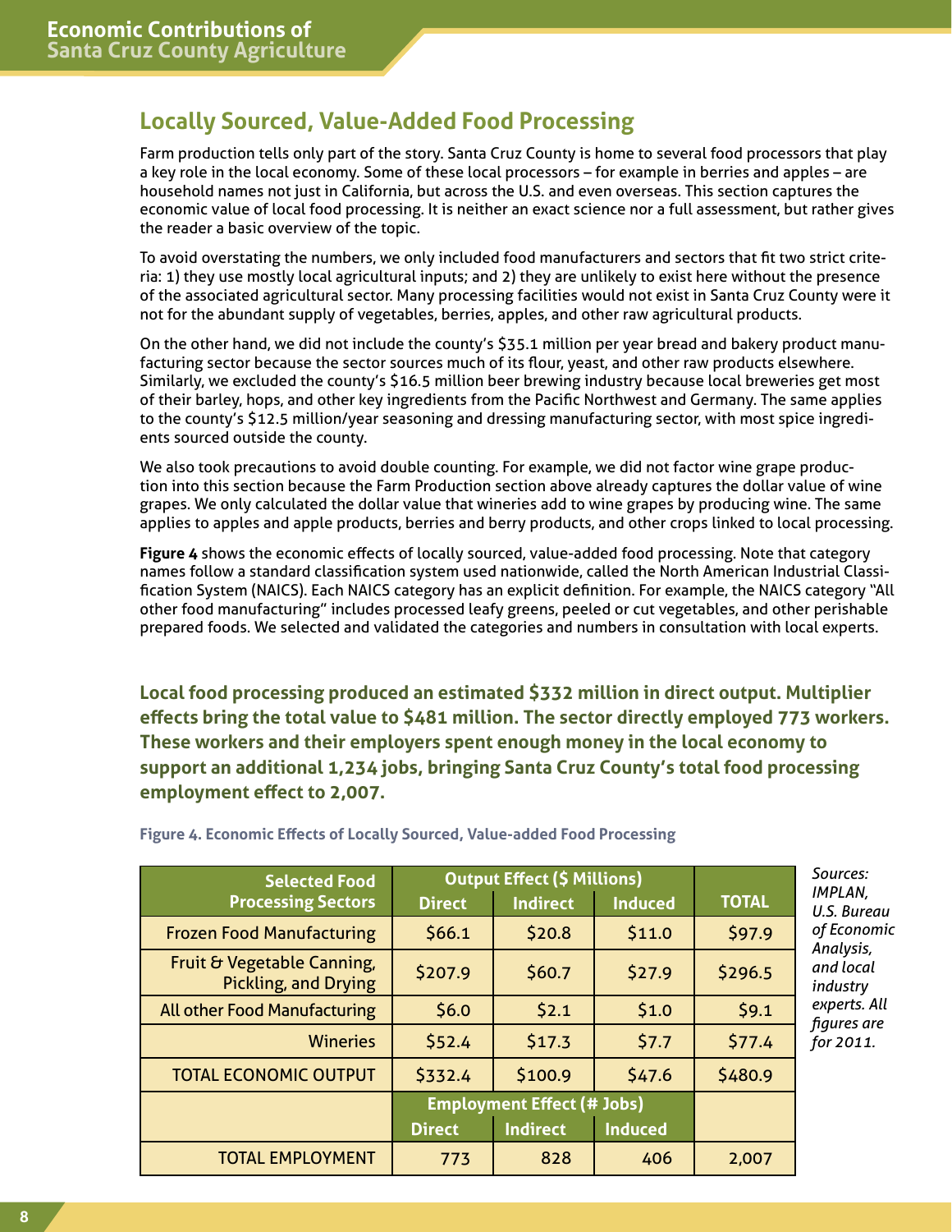## Locally Sourced, Value-Added Food Processing

Farm production tells only part of the story. Santa Cruz County is home to several food processors that play a key role in the local economy. Some of these local processors – for example in berries and apples – are household names not just in California, but across the U.S. and even overseas. This section captures the economic value of local food processing. It is neither an exact science nor a full assessment, but rather gives the reader a basic overview of the topic.

To avoid overstating the numbers, we only included food manufacturers and sectors that fit two strict criteria: 1) they use mostly local agricultural inputs; and 2) they are unlikely to exist here without the presence of the associated agricultural sector. Many processing facilities would not exist in Santa Cruz County were it not for the abundant supply of vegetables, berries, apples, and other raw agricultural products.

On the other hand, we did not include the county's $35.1 million per year bread and bakery product manufacturing sector because the sector sources much of its flour, yeast, and other raw products elsewhere. Similarly, we excluded the county's $16.5 million beer brewing industry because local breweries get most of their barley, hops, and other key ingredients from the Pacific Northwest and Germany. The same applies to the county's $12.5 million/year seasoning and dressing manufacturing sector, with most spice ingredients sourced outside the county.

We also took precautions to avoid double counting. For example, we did not factor wine grape production into this section because the Farm Production section above already captures the dollar value of wine grapes. We only calculated the dollar value that wineries add to wine grapes by producing wine. The same applies to apples and apple products, berries and berry products, and other crops linked to local processing.

**Figure 4** shows the economic effects of locally sourced, value-added food processing. Note that category names follow a standard classification system used nationwide, called the North American Industrial Classification System (NAICS). Each NAICS category has an explicit definition. For example, the NAICS category "All other food manufacturing" includes processed leafy greens, peeled or cut vegetables, and other perishable prepared foods. We selected and validated the categories and numbers in consultation with local experts.

**Local food processing produced an estimated $332 million in direct output. Multiplier effects bring the total value to $481 million. The sector directly employed 773 workers. These workers and their employers spent enough money in the local economy to support an additional 1,234 jobs, bringing Santa Cruz County's total food processing employment effect to 2,007.**

**Figure 4. Economic Effects of Locally Sourced, Value-added Food Processing**

| Selected Food Processing Sectors | Output Effect ($ Millions) | | | TOTAL |
|---|---|---|---|---|
| | Direct | Indirect | Induced | |
| Frozen Food Manufacturing | $66.1 | $20.8 | $11.0 | $97.9 |
| Fruit & Vegetable Canning, Pickling, and Drying | $207.9 | $60.7 | $27.9 | $296.5 |
| All other Food Manufacturing | $6.0 | $2.1 | $1.0 | $9.1 |
| Wineries | $52.4 | $17.3 | $7.7 | $77.4 |
| TOTAL ECONOMIC OUTPUT | $332.4 | $100.9 | $47.6 | $480.9 |
| | Employment Effect (# Jobs) | | | |
| | Direct | Indirect | Induced | |
| TOTAL EMPLOYMENT | 773 | 828 | 406 | 2,007 |

*Sources: IMPLAN, U.S. Bureau of Economic Analysis, and local industry experts. All figures are for 2011.*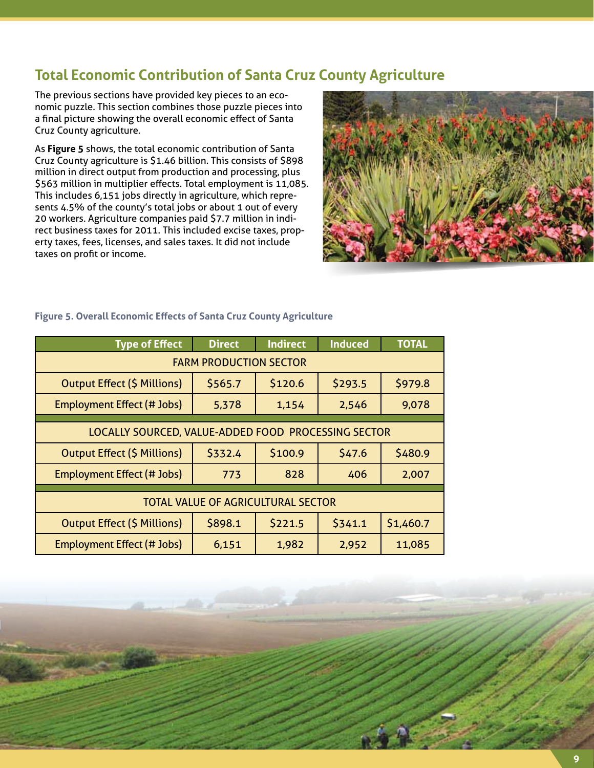## Total Economic Contribution of Santa Cruz County Agriculture

The previous sections have provided key pieces to an economic puzzle. This section combines those puzzle pieces into a final picture showing the overall economic effect of Santa Cruz County agriculture.

As **Figure 5** shows, the total economic contribution of Santa Cruz County agriculture is $1.46 billion. This consists of $898 million in direct output from production and processing, plus $563 million in multiplier effects. Total employment is 11,085. This includes 6,151 jobs directly in agriculture, which represents 4.5% of the county's total jobs or about 1 out of every 20 workers. Agriculture companies paid $7.7 million in indirect business taxes for 2011. This included excise taxes, property taxes, fees, licenses, and sales taxes. It did not include taxes on profit or income.

**Figure 5. Overall Economic Effects of Santa Cruz County Agriculture**

| Type of Effect | Direct | Indirect | Induced | TOTAL |
|---|---|---|---|---|
| FARM PRODUCTION SECTOR | | | | |
| Output Effect ($ Millions) | $565.7 | $120.6 | $293.5 | $979.8 |
| Employment Effect (# Jobs) | 5,378 | 1,154 | 2,546 | 9,078 |
| LOCALLY SOURCED, VALUE-ADDED FOOD PROCESSING SECTOR | | | | |
| Output Effect ($ Millions) | $332.4 | $100.9 | $47.6 | $480.9 |
| Employment Effect (# Jobs) | 773 | 828 | 406 | 2,007 |
| TOTAL VALUE OF AGRICULTURAL SECTOR | | | | |
| Output Effect ($ Millions) | $898.1 | $221.5 | $341.1 | $1,460.7 |
| Employment Effect (# Jobs) | 6,151 | 1,982 | 2,952 | 11,085 |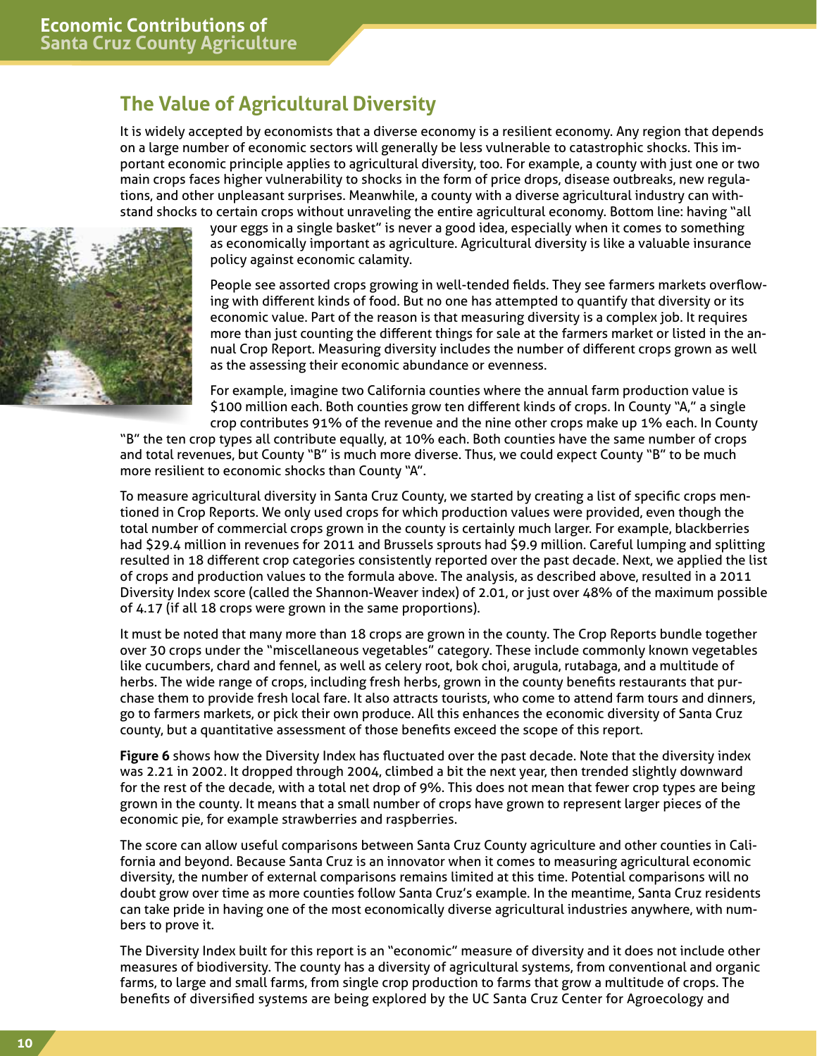## The Value of Agricultural Diversity

It is widely accepted by economists that a diverse economy is a resilient economy. Any region that depends on a large number of economic sectors will generally be less vulnerable to catastrophic shocks. This important economic principle applies to agricultural diversity, too. For example, a county with just one or two main crops faces higher vulnerability to shocks in the form of price drops, disease outbreaks, new regulations, and other unpleasant surprises. Meanwhile, a county with a diverse agricultural industry can withstand shocks to certain crops without unraveling the entire agricultural economy. Bottom line: having "all your eggs in a single basket" is never a good idea, especially when it comes to something as economically important as agriculture. Agricultural diversity is like a valuable insurance policy against economic calamity.

People see assorted crops growing in well-tended fields. They see farmers markets overflowing with different kinds of food. But no one has attempted to quantify that diversity or its economic value. Part of the reason is that measuring diversity is a complex job. It requires more than just counting the different things for sale at the farmers market or listed in the annual Crop Report. Measuring diversity includes the number of different crops grown as well as the assessing their economic abundance or evenness.

For example, imagine two California counties where the annual farm production value is $100 million each. Both counties grow ten different kinds of crops. In County "A," a single crop contributes 91% of the revenue and the nine other crops make up 1% each. In County "B" the ten crop types all contribute equally, at 10% each. Both counties have the same number of crops and total revenues, but County "B" is much more diverse. Thus, we could expect County "B" to be much more resilient to economic shocks than County "A".

To measure agricultural diversity in Santa Cruz County, we started by creating a list of specific crops mentioned in Crop Reports. We only used crops for which production values were provided, even though the total number of commercial crops grown in the county is certainly much larger. For example, blackberries had $29.4 million in revenues for 2011 and Brussels sprouts had $9.9 million. Careful lumping and splitting resulted in 18 different crop categories consistently reported over the past decade. Next, we applied the list of crops and production values to the formula above. The analysis, as described above, resulted in a 2011 Diversity Index score (called the Shannon-Weaver index) of 2.01, or just over 48% of the maximum possible of 4.17 (if all 18 crops were grown in the same proportions).

It must be noted that many more than 18 crops are grown in the county. The Crop Reports bundle together over 30 crops under the "miscellaneous vegetables" category. These include commonly known vegetables like cucumbers, chard and fennel, as well as celery root, bok choi, arugula, rutabaga, and a multitude of herbs. The wide range of crops, including fresh herbs, grown in the county benefits restaurants that purchase them to provide fresh local fare. It also attracts tourists, who come to attend farm tours and dinners, go to farmers markets, or pick their own produce. All this enhances the economic diversity of Santa Cruz county, but a quantitative assessment of those benefits exceed the scope of this report.

**Figure 6** shows how the Diversity Index has fluctuated over the past decade. Note that the diversity index was 2.21 in 2002. It dropped through 2004, climbed a bit the next year, then trended slightly downward for the rest of the decade, with a total net drop of 9%. This does not mean that fewer crop types are being grown in the county. It means that a small number of crops have grown to represent larger pieces of the economic pie, for example strawberries and raspberries.

The score can allow useful comparisons between Santa Cruz County agriculture and other counties in California and beyond. Because Santa Cruz is an innovator when it comes to measuring agricultural economic diversity, the number of external comparisons remains limited at this time. Potential comparisons will no doubt grow over time as more counties follow Santa Cruz's example. In the meantime, Santa Cruz residents can take pride in having one of the most economically diverse agricultural industries anywhere, with numbers to prove it.

The Diversity Index built for this report is an "economic" measure of diversity and it does not include other measures of biodiversity. The county has a diversity of agricultural systems, from conventional and organic farms, to large and small farms, from single crop production to farms that grow a multitude of crops. The benefits of diversified systems are being explored by the UC Santa Cruz Center for Agroecology and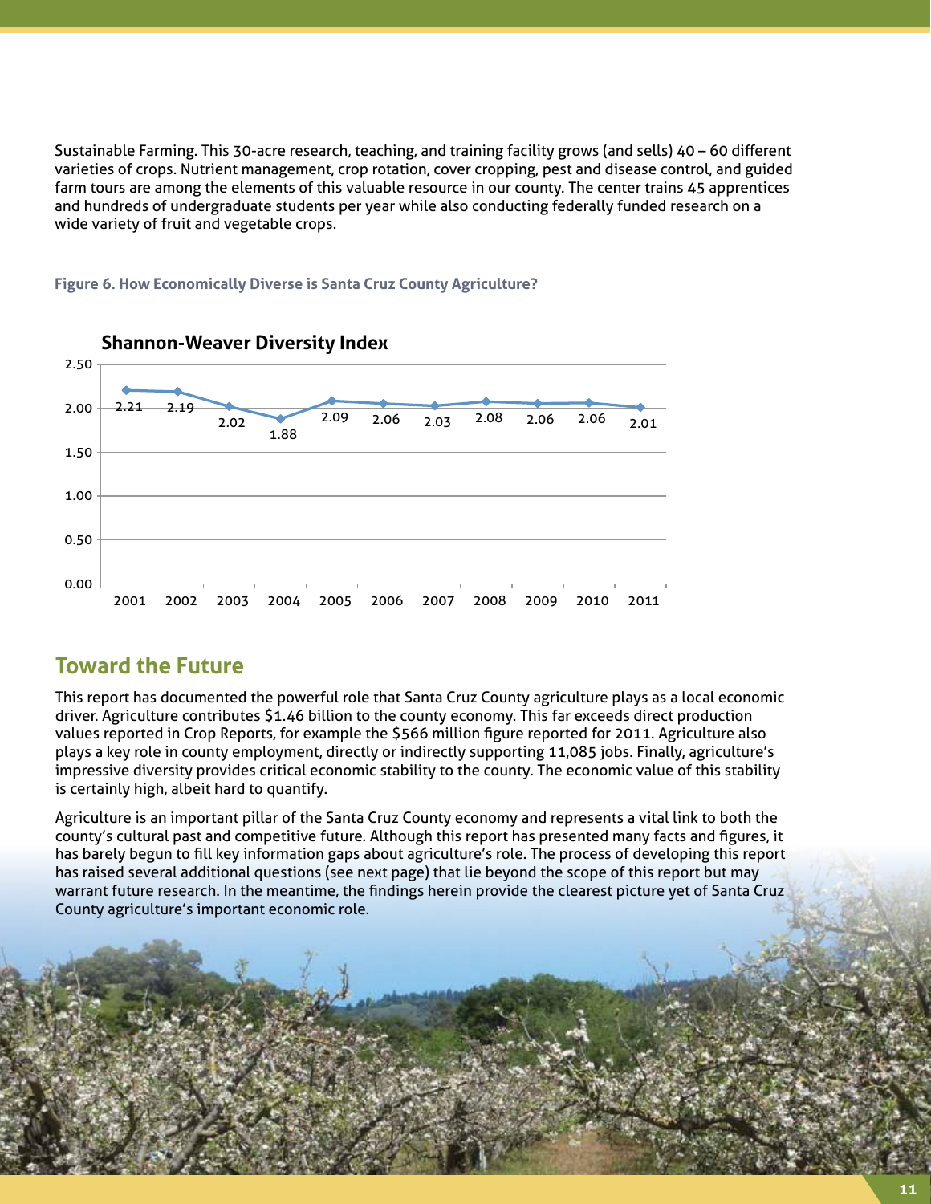Sustainable Farming. This 30-acre research, teaching, and training facility grows (and sells) 40 – 60 different varieties of crops. Nutrient management, crop rotation, cover cropping, pest and disease control, and guided farm tours are among the elements of this valuable resource in our county. The center trains 45 apprentices and hundreds of undergraduate students per year while also conducting federally funded research on a wide variety of fruit and vegetable crops.

**Figure 6. How Economically Diverse is Santa Cruz County Agriculture?**

**Shannon-Weaver Diversity Index**

| Year | 2001 | 2002 | 2003 | 2004 | 2005 | 2006 | 2007 | 2008 | 2009 | 2010 | 2011 |
|---|---|---|---|---|---|---|---|---|---|---|---|
| Index | 2.21 | 2.19 | 2.02 | 1.88 | 2.09 | 2.06 | 2.03 | 2.08 | 2.06 | 2.06 | 2.01 |

## Toward the Future

This report has documented the powerful role that Santa Cruz County agriculture plays as a local economic driver. Agriculture contributes $1.46 billion to the county economy. This far exceeds direct production values reported in Crop Reports, for example the $566 million figure reported for 2011. Agriculture also plays a key role in county employment, directly or indirectly supporting 11,085 jobs. Finally, agriculture's impressive diversity provides critical economic stability to the county. The economic value of this stability is certainly high, albeit hard to quantify.

Agriculture is an important pillar of the Santa Cruz County economy and represents a vital link to both the county's cultural past and competitive future. Although this report has presented many facts and figures, it has barely begun to fill key information gaps about agriculture's role. The process of developing this report has raised several additional questions (see next page) that lie beyond the scope of this report but may warrant future research. In the meantime, the findings herein provide the clearest picture yet of Santa Cruz County agriculture's important economic role.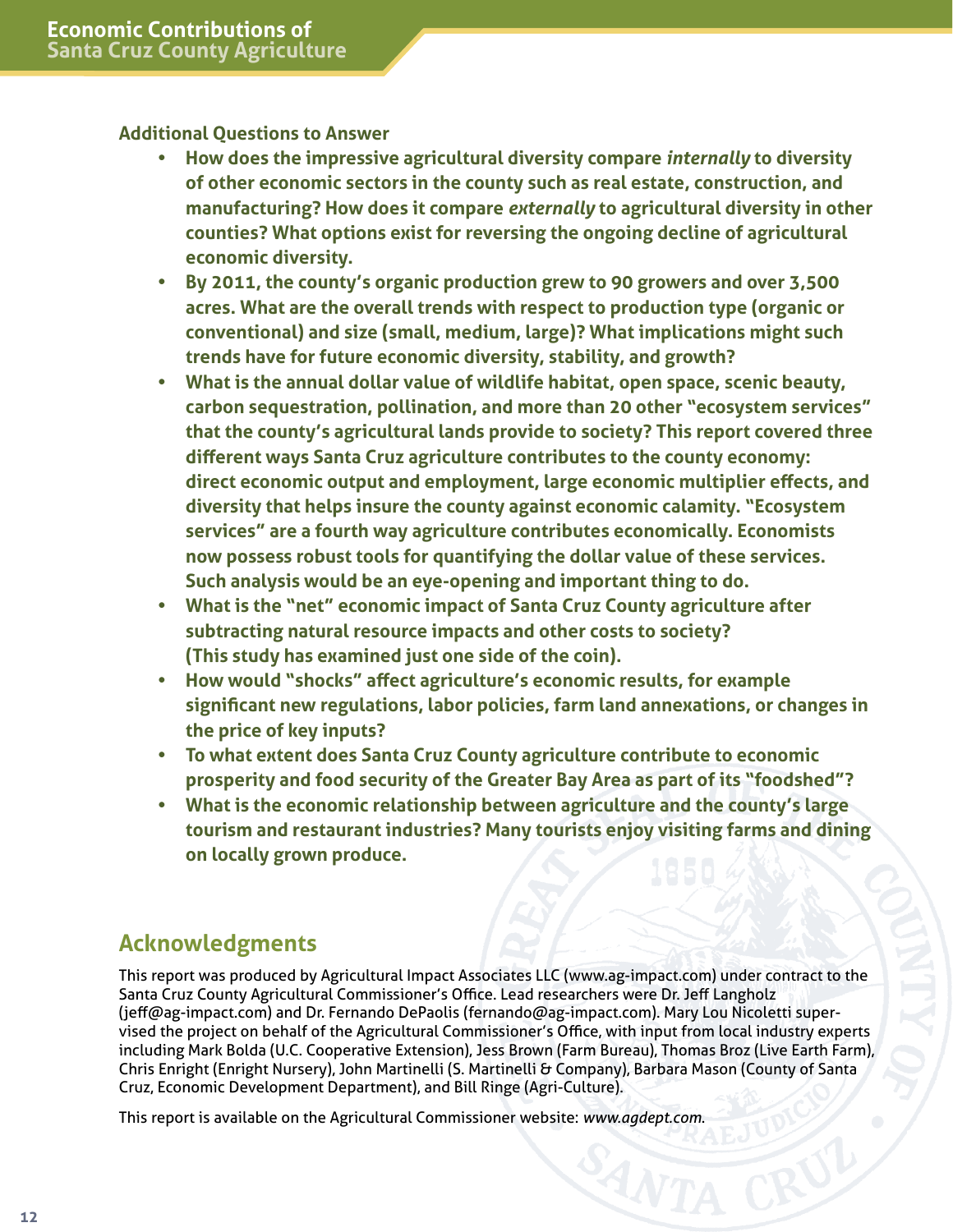**Additional Questions to Answer**

- **How does the impressive agricultural diversity compare *internally* to diversity of other economic sectors in the county such as real estate, construction, and manufacturing? How does it compare *externally* to agricultural diversity in other counties? What options exist for reversing the ongoing decline of agricultural economic diversity.**
- **By 2011, the county's organic production grew to 90 growers and over 3,500 acres. What are the overall trends with respect to production type (organic or conventional) and size (small, medium, large)? What implications might such trends have for future economic diversity, stability, and growth?**
- **What is the annual dollar value of wildlife habitat, open space, scenic beauty, carbon sequestration, pollination, and more than 20 other "ecosystem services" that the county's agricultural lands provide to society? This report covered three different ways Santa Cruz agriculture contributes to the county economy: direct economic output and employment, large economic multiplier effects, and diversity that helps insure the county against economic calamity. "Ecosystem services" are a fourth way agriculture contributes economically. Economists now possess robust tools for quantifying the dollar value of these services. Such analysis would be an eye-opening and important thing to do.**
- **What is the "net" economic impact of Santa Cruz County agriculture after subtracting natural resource impacts and other costs to society? (This study has examined just one side of the coin).**
- **How would "shocks" affect agriculture's economic results, for example significant new regulations, labor policies, farm land annexations, or changes in the price of key inputs?**
- **To what extent does Santa Cruz County agriculture contribute to economic prosperity and food security of the Greater Bay Area as part of its "foodshed"?**
- **What is the economic relationship between agriculture and the county's large tourism and restaurant industries? Many tourists enjoy visiting farms and dining on locally grown produce.**

## Acknowledgments

This report was produced by Agricultural Impact Associates LLC (www.ag-impact.com) under contract to the Santa Cruz County Agricultural Commissioner's Office. Lead researchers were Dr. Jeff Langholz (jeff@ag-impact.com) and Dr. Fernando DePaolis (fernando@ag-impact.com). Mary Lou Nicoletti supervised the project on behalf of the Agricultural Commissioner's Office, with input from local industry experts including Mark Bolda (U.C. Cooperative Extension), Jess Brown (Farm Bureau), Thomas Broz (Live Earth Farm), Chris Enright (Enright Nursery), John Martinelli (S. Martinelli & Company), Barbara Mason (County of Santa Cruz, Economic Development Department), and Bill Ringe (Agri-Culture).

This report is available on the Agricultural Commissioner website: *www.agdept.com.*